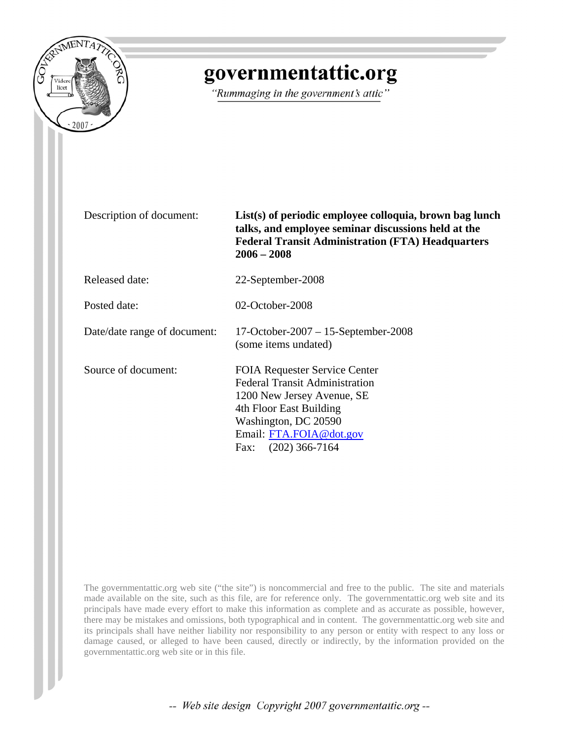# governmentattic.org

*"Rummaging in the government's attic"*

| | |
|---|---|
| Description of document: | **List(s) of periodic employee colloquia, brown bag lunch talks, and employee seminar discussions held at the Federal Transit Administration (FTA) Headquarters 2006 – 2008** |
| Released date: | 22-September-2008 |
| Posted date: | 02-October-2008 |
| Date/date range of document: | 17-October-2007 – 15-September-2008 (some items undated) |
| Source of document: | FOIA Requester Service Center<br>Federal Transit Administration<br>1200 New Jersey Avenue, SE<br>4th Floor East Building<br>Washington, DC 20590<br>Email: FTA.FOIA@dot.gov<br>Fax: (202) 366-7164 |

The governmentattic.org web site ("the site") is noncommercial and free to the public. The site and materials made available on the site, such as this file, are for reference only. The governmentattic.org web site and its principals have made every effort to make this information as complete and as accurate as possible, however, there may be mistakes and omissions, both typographical and in content. The governmentattic.org web site and its principals shall have neither liability nor responsibility to any person or entity with respect to any loss or damage caused, or alleged to have been caused, directly or indirectly, by the information provided on the governmentattic.org web site or in this file.

*-- Web site design Copyright 2007 governmentattic.org --*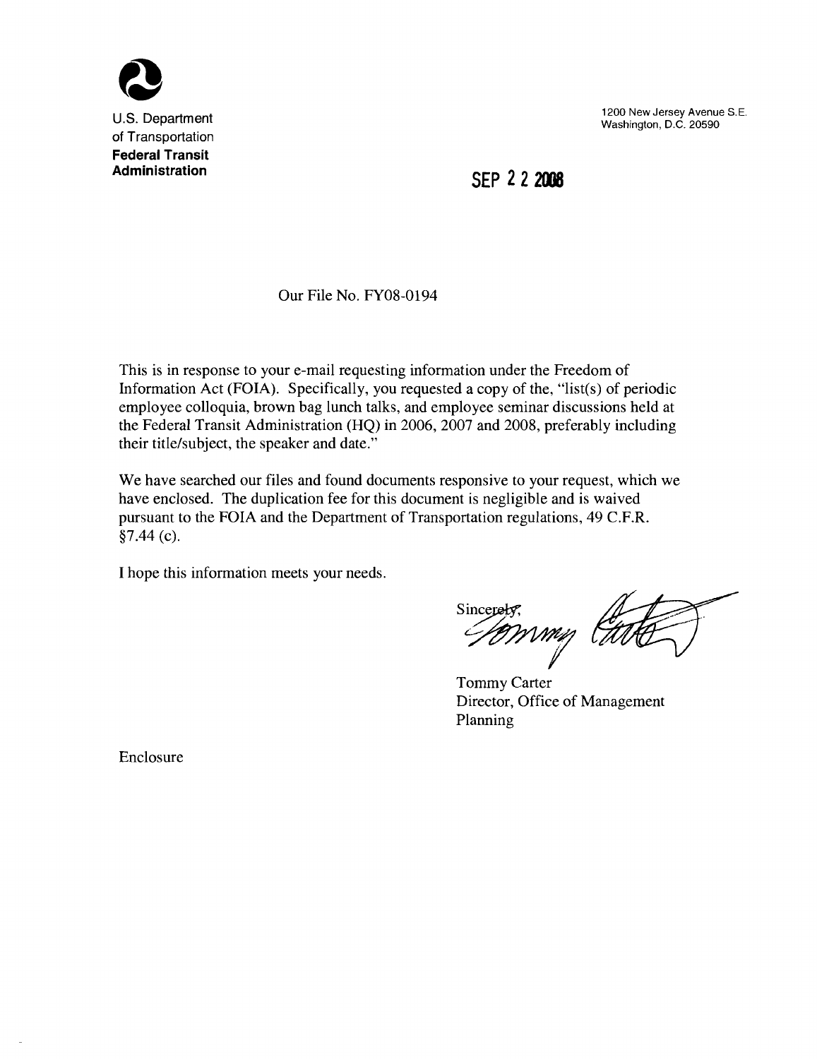U.S. Department of Transportation
**Federal Transit Administration**

1200 New Jersey Avenue S.E.
Washington, D.C. 20590

SEP 2 2 2008

Our File No. FY08-0194

This is in response to your e-mail requesting information under the Freedom of Information Act (FOIA). Specifically, you requested a copy of the, "list(s) of periodic employee colloquia, brown bag lunch talks, and employee seminar discussions held at the Federal Transit Administration (HQ) in 2006, 2007 and 2008, preferably including their title/subject, the speaker and date."

We have searched our files and found documents responsive to your request, which we have enclosed. The duplication fee for this document is negligible and is waived pursuant to the FOIA and the Department of Transportation regulations, 49 C.F.R. §7.44 (c).

I hope this information meets your needs.

Sincerely,

Tommy Carter
Director, Office of Management Planning

Enclosure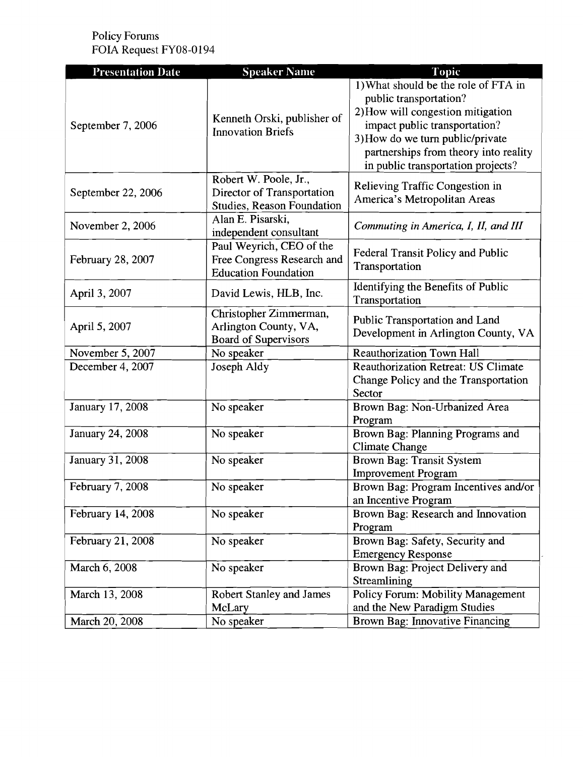Policy Forums
FOIA Request FY08-0194

| Presentation Date | Speaker Name | Topic |
|---|---|---|
| September 7, 2006 | Kenneth Orski, publisher of Innovation Briefs | 1) What should be the role of FTA in public transportation?<br>2) How will congestion mitigation impact public transportation?<br>3) How do we turn public/private partnerships from theory into reality in public transportation projects? |
| September 22, 2006 | Robert W. Poole, Jr., Director of Transportation Studies, Reason Foundation | Relieving Traffic Congestion in America's Metropolitan Areas |
| November 2, 2006 | Alan E. Pisarski, independent consultant | *Commuting in America, I, II, and III* |
| February 28, 2007 | Paul Weyrich, CEO of the Free Congress Research and Education Foundation | Federal Transit Policy and Public Transportation |
| April 3, 2007 | David Lewis, HLB, Inc. | Identifying the Benefits of Public Transportation |
| April 5, 2007 | Christopher Zimmerman, Arlington County, VA, Board of Supervisors | Public Transportation and Land Development in Arlington County, VA |
| November 5, 2007 | No speaker | Reauthorization Town Hall |
| December 4, 2007 | Joseph Aldy | Reauthorization Retreat: US Climate Change Policy and the Transportation Sector |
| January 17, 2008 | No speaker | Brown Bag: Non-Urbanized Area Program |
| January 24, 2008 | No speaker | Brown Bag: Planning Programs and Climate Change |
| January 31, 2008 | No speaker | Brown Bag: Transit System Improvement Program |
| February 7, 2008 | No speaker | Brown Bag: Program Incentives and/or an Incentive Program |
| February 14, 2008 | No speaker | Brown Bag: Research and Innovation Program |
| February 21, 2008 | No speaker | Brown Bag: Safety, Security and Emergency Response |
| March 6, 2008 | No speaker | Brown Bag: Project Delivery and Streamlining |
| March 13, 2008 | Robert Stanley and James McLary | Policy Forum: Mobility Management and the New Paradigm Studies |
| March 20, 2008 | No speaker | Brown Bag: Innovative Financing |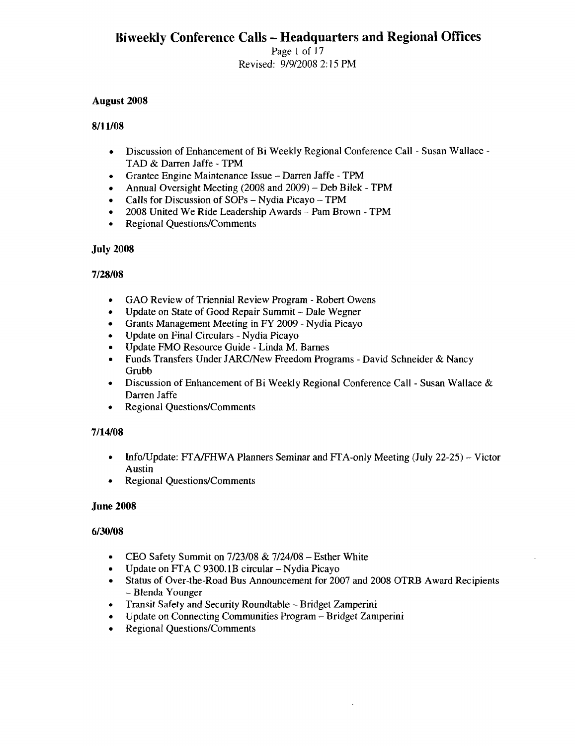# Biweekly Conference Calls – Headquarters and Regional Offices

Revised: 9/9/2008 2:15 PM

## August 2008

### 8/11/08

- Discussion of Enhancement of Bi Weekly Regional Conference Call - Susan Wallace - TAD & Darren Jaffe - TPM
- Grantee Engine Maintenance Issue – Darren Jaffe - TPM
- Annual Oversight Meeting (2008 and 2009) – Deb Bilek - TPM
- Calls for Discussion of SOPs – Nydia Picayo – TPM
- 2008 United We Ride Leadership Awards – Pam Brown - TPM
- Regional Questions/Comments

## July 2008

### 7/28/08

- GAO Review of Triennial Review Program - Robert Owens
- Update on State of Good Repair Summit – Dale Wegner
- Grants Management Meeting in FY 2009 - Nydia Picayo
- Update on Final Circulars - Nydia Picayo
- Update FMO Resource Guide - Linda M. Barnes
- Funds Transfers Under JARC/New Freedom Programs - David Schneider & Nancy Grubb
- Discussion of Enhancement of Bi Weekly Regional Conference Call - Susan Wallace & Darren Jaffe
- Regional Questions/Comments

### 7/14/08

- Info/Update: FTA/FHWA Planners Seminar and FTA-only Meeting (July 22-25) – Victor Austin
- Regional Questions/Comments

## June 2008

### 6/30/08

- CEO Safety Summit on 7/23/08 & 7/24/08 – Esther White
- Update on FTA C 9300.1B circular – Nydia Picayo
- Status of Over-the-Road Bus Announcement for 2007 and 2008 OTRB Award Recipients – Blenda Younger
- Transit Safety and Security Roundtable – Bridget Zamperini
- Update on Connecting Communities Program – Bridget Zamperini
- Regional Questions/Comments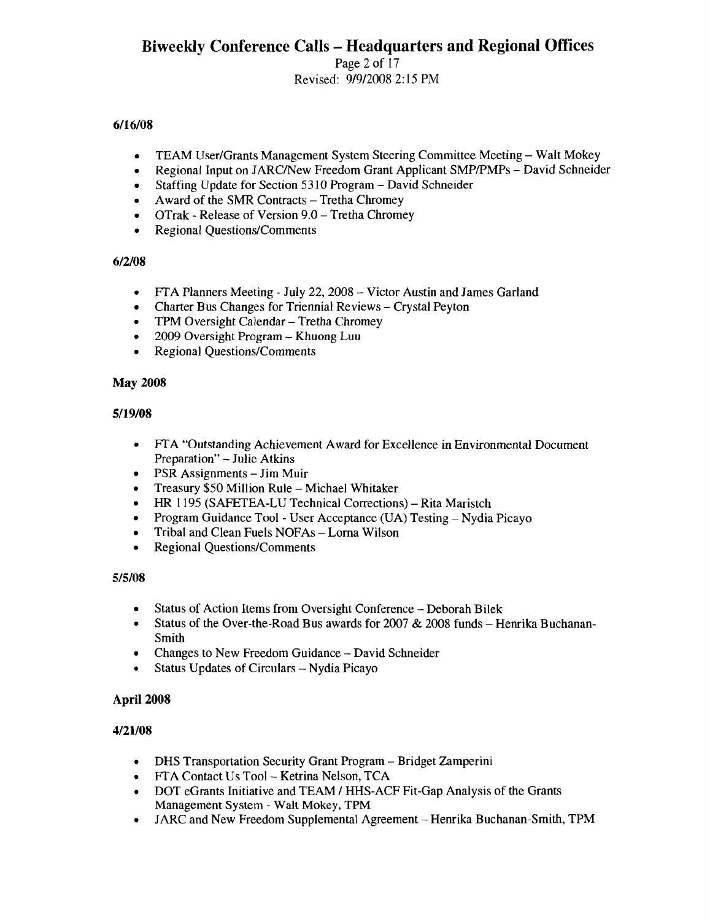### 6/16/08

- TEAM User/Grants Management System Steering Committee Meeting – Walt Mokey
- Regional Input on JARC/New Freedom Grant Applicant SMP/PMPs – David Schneider
- Staffing Update for Section 5310 Program – David Schneider
- Award of the SMR Contracts – Tretha Chromey
- OTrak - Release of Version 9.0 – Tretha Chromey
- Regional Questions/Comments

### 6/2/08

- FTA Planners Meeting - July 22, 2008 – Victor Austin and James Garland
- Charter Bus Changes for Triennial Reviews – Crystal Peyton
- TPM Oversight Calendar – Tretha Chromey
- 2009 Oversight Program – Khuong Luu
- Regional Questions/Comments

## May 2008

### 5/19/08

- FTA "Outstanding Achievement Award for Excellence in Environmental Document Preparation" – Julie Atkins
- PSR Assignments – Jim Muir
- Treasury $50 Million Rule – Michael Whitaker
- HR 1195 (SAFETEA-LU Technical Corrections) – Rita Maristch
- Program Guidance Tool - User Acceptance (UA) Testing – Nydia Picayo
- Tribal and Clean Fuels NOFAs – Lorna Wilson
- Regional Questions/Comments

### 5/5/08

- Status of Action Items from Oversight Conference – Deborah Bilek
- Status of the Over-the-Road Bus awards for 2007 & 2008 funds – Henrika Buchanan-Smith
- Changes to New Freedom Guidance – David Schneider
- Status Updates of Circulars – Nydia Picayo

## April 2008

### 4/21/08

- DHS Transportation Security Grant Program – Bridget Zamperini
- FTA Contact Us Tool – Ketrina Nelson, TCA
- DOT eGrants Initiative and TEAM / HHS-ACF Fit-Gap Analysis of the Grants Management System - Walt Mokey, TPM
- JARC and New Freedom Supplemental Agreement – Henrika Buchanan-Smith, TPM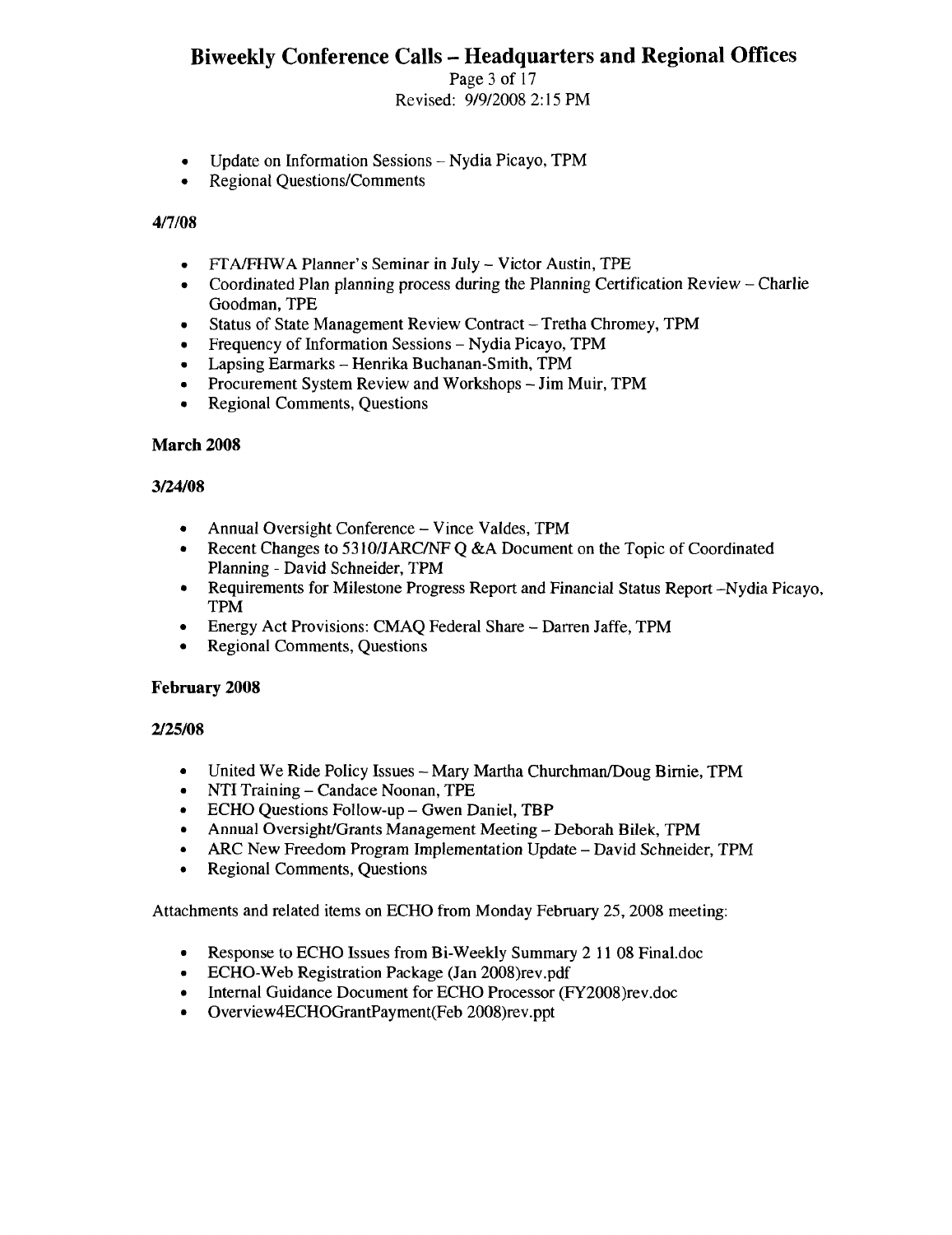- Update on Information Sessions – Nydia Picayo, TPM
- Regional Questions/Comments

**4/7/08**

- FTA/FHWA Planner's Seminar in July – Victor Austin, TPE
- Coordinated Plan planning process during the Planning Certification Review – Charlie Goodman, TPE
- Status of State Management Review Contract – Tretha Chromey, TPM
- Frequency of Information Sessions – Nydia Picayo, TPM
- Lapsing Earmarks – Henrika Buchanan-Smith, TPM
- Procurement System Review and Workshops – Jim Muir, TPM
- Regional Comments, Questions

## March 2008

**3/24/08**

- Annual Oversight Conference – Vince Valdes, TPM
- Recent Changes to 5310/JARC/NF Q &A Document on the Topic of Coordinated Planning - David Schneider, TPM
- Requirements for Milestone Progress Report and Financial Status Report –Nydia Picayo, TPM
- Energy Act Provisions: CMAQ Federal Share – Darren Jaffe, TPM
- Regional Comments, Questions

## February 2008

**2/25/08**

- United We Ride Policy Issues – Mary Martha Churchman/Doug Birnie, TPM
- NTI Training – Candace Noonan, TPE
- ECHO Questions Follow-up – Gwen Daniel, TBP
- Annual Oversight/Grants Management Meeting – Deborah Bilek, TPM
- ARC New Freedom Program Implementation Update – David Schneider, TPM
- Regional Comments, Questions

Attachments and related items on ECHO from Monday February 25, 2008 meeting:

- Response to ECHO Issues from Bi-Weekly Summary 2 11 08 Final.doc
- ECHO-Web Registration Package (Jan 2008)rev.pdf
- Internal Guidance Document for ECHO Processor (FY2008)rev.doc
- Overview4ECHOGrantPayment(Feb 2008)rev.ppt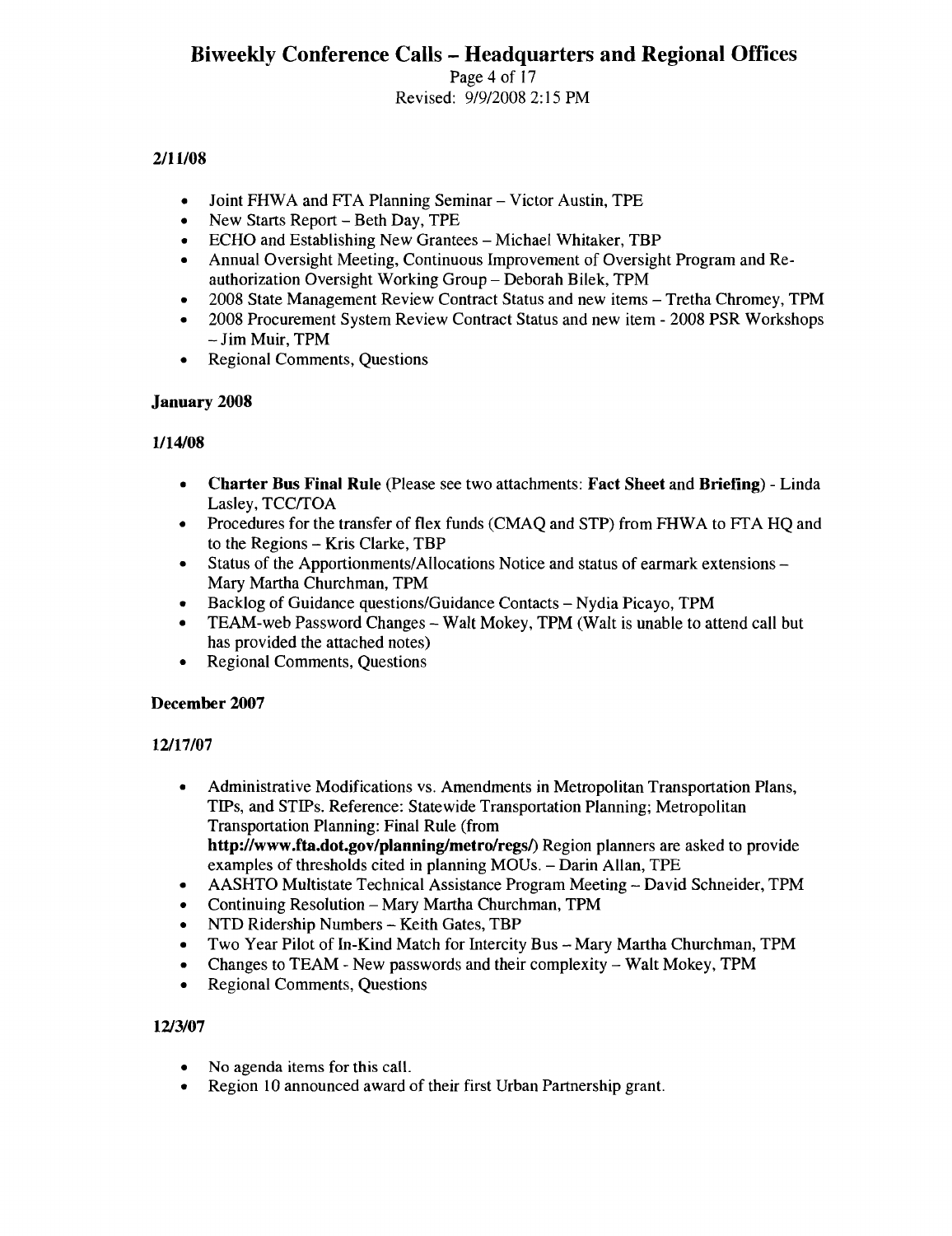### 2/11/08

- Joint FHWA and FTA Planning Seminar – Victor Austin, TPE
- New Starts Report – Beth Day, TPE
- ECHO and Establishing New Grantees – Michael Whitaker, TBP
- Annual Oversight Meeting, Continuous Improvement of Oversight Program and Re-authorization Oversight Working Group – Deborah Bilek, TPM
- 2008 State Management Review Contract Status and new items – Tretha Chromey, TPM
- 2008 Procurement System Review Contract Status and new item - 2008 PSR Workshops – Jim Muir, TPM
- Regional Comments, Questions

## January 2008

### 1/14/08

- **Charter Bus Final Rule** (Please see two attachments: **Fact Sheet** and **Briefing**) - Linda Lasley, TCC/TOA
- Procedures for the transfer of flex funds (CMAQ and STP) from FHWA to FTA HQ and to the Regions – Kris Clarke, TBP
- Status of the Apportionments/Allocations Notice and status of earmark extensions – Mary Martha Churchman, TPM
- Backlog of Guidance questions/Guidance Contacts – Nydia Picayo, TPM
- TEAM-web Password Changes – Walt Mokey, TPM (Walt is unable to attend call but has provided the attached notes)
- Regional Comments, Questions

## December 2007

### 12/17/07

- Administrative Modifications vs. Amendments in Metropolitan Transportation Plans, TIPs, and STIPs. Reference: Statewide Transportation Planning; Metropolitan Transportation Planning: Final Rule (from **http://www.fta.dot.gov/planning/metro/regs/**) Region planners are asked to provide examples of thresholds cited in planning MOUs. – Darin Allan, TPE
- AASHTO Multistate Technical Assistance Program Meeting – David Schneider, TPM
- Continuing Resolution – Mary Martha Churchman, TPM
- NTD Ridership Numbers – Keith Gates, TBP
- Two Year Pilot of In-Kind Match for Intercity Bus – Mary Martha Churchman, TPM
- Changes to TEAM - New passwords and their complexity – Walt Mokey, TPM
- Regional Comments, Questions

### 12/3/07

- No agenda items for this call.
- Region 10 announced award of their first Urban Partnership grant.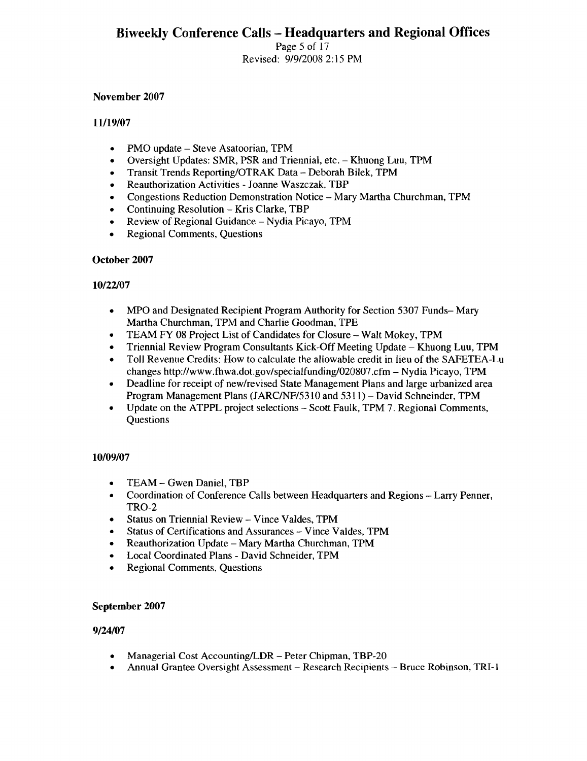## November 2007

### 11/19/07

- PMO update – Steve Asatoorian, TPM
- Oversight Updates: SMR, PSR and Triennial, etc. – Khuong Luu, TPM
- Transit Trends Reporting/OTRAK Data – Deborah Bilek, TPM
- Reauthorization Activities - Joanne Waszczak, TBP
- Congestions Reduction Demonstration Notice – Mary Martha Churchman, TPM
- Continuing Resolution – Kris Clarke, TBP
- Review of Regional Guidance – Nydia Picayo, TPM
- Regional Comments, Questions

## October 2007

### 10/22/07

- MPO and Designated Recipient Program Authority for Section 5307 Funds– Mary Martha Churchman, TPM and Charlie Goodman, TPE
- TEAM FY 08 Project List of Candidates for Closure – Walt Mokey, TPM
- Triennial Review Program Consultants Kick-Off Meeting Update – Khuong Luu, TPM
- Toll Revenue Credits: How to calculate the allowable credit in lieu of the SAFETEA-Lu changes http://www.fhwa.dot.gov/specialfunding/020807.cfm – Nydia Picayo, TPM
- Deadline for receipt of new/revised State Management Plans and large urbanized area Program Management Plans (JARC/NF/5310 and 5311) – David Schneinder, TPM
- Update on the ATPPL project selections – Scott Faulk, TPM 7. Regional Comments, Questions

### 10/09/07

- TEAM – Gwen Daniel, TBP
- Coordination of Conference Calls between Headquarters and Regions – Larry Penner, TRO-2
- Status on Triennial Review – Vince Valdes, TPM
- Status of Certifications and Assurances – Vince Valdes, TPM
- Reauthorization Update – Mary Martha Churchman, TPM
- Local Coordinated Plans - David Schneider, TPM
- Regional Comments, Questions

## September 2007

### 9/24/07

- Managerial Cost Accounting/LDR – Peter Chipman, TBP-20
- Annual Grantee Oversight Assessment – Research Recipients – Bruce Robinson, TRI-1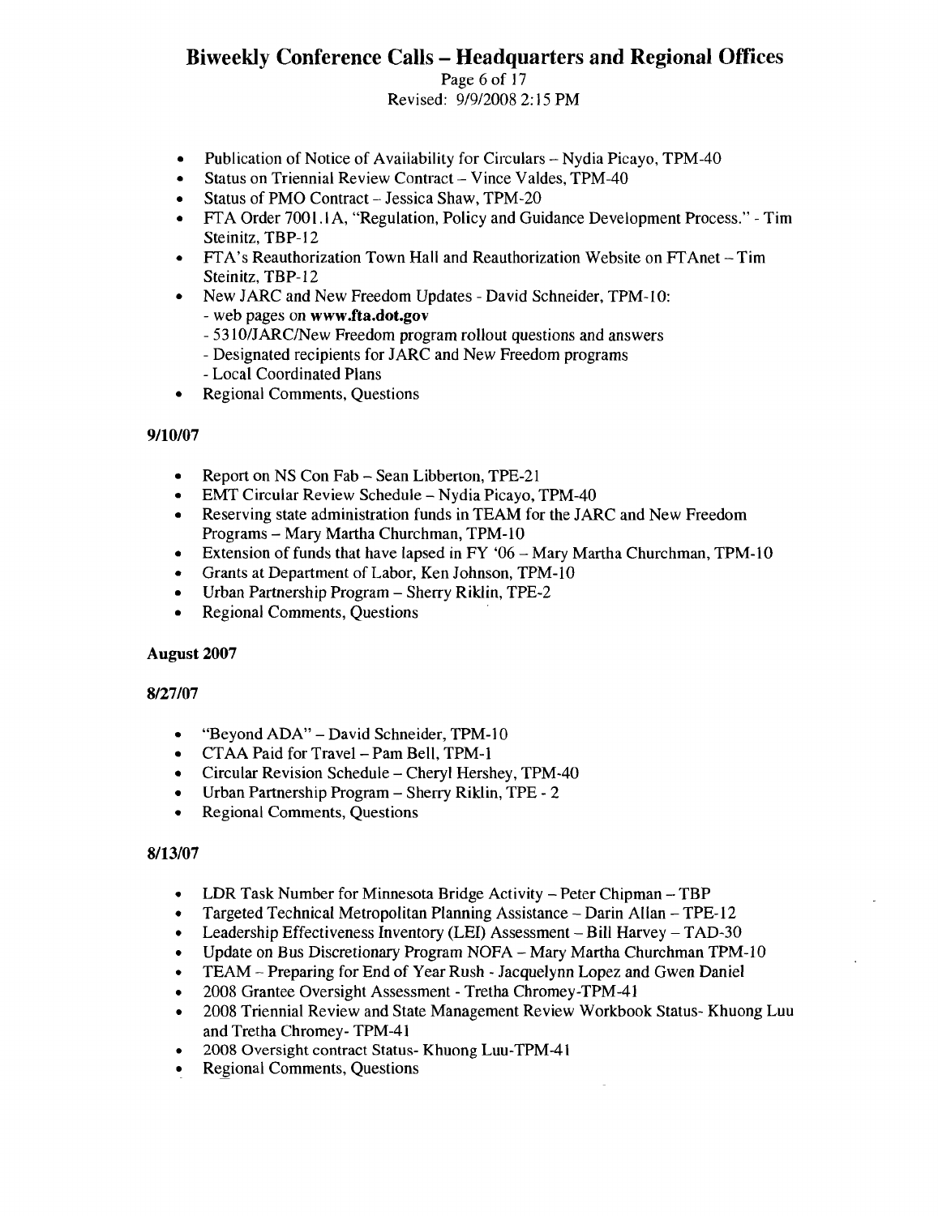- Publication of Notice of Availability for Circulars – Nydia Picayo, TPM-40
- Status on Triennial Review Contract – Vince Valdes, TPM-40
- Status of PMO Contract – Jessica Shaw, TPM-20
- FTA Order 7001.1A, "Regulation, Policy and Guidance Development Process." - Tim Steinitz, TBP-12
- FTA's Reauthorization Town Hall and Reauthorization Website on FTAnet – Tim Steinitz, TBP-12
- New JARC and New Freedom Updates - David Schneider, TPM-10:
  - web pages on **www.fta.dot.gov**
  - 5310/JARC/New Freedom program rollout questions and answers
  - Designated recipients for JARC and New Freedom programs
  - Local Coordinated Plans
- Regional Comments, Questions

**9/10/07**

- Report on NS Con Fab – Sean Libberton, TPE-21
- EMT Circular Review Schedule – Nydia Picayo, TPM-40
- Reserving state administration funds in TEAM for the JARC and New Freedom Programs – Mary Martha Churchman, TPM-10
- Extension of funds that have lapsed in FY '06 – Mary Martha Churchman, TPM-10
- Grants at Department of Labor, Ken Johnson, TPM-10
- Urban Partnership Program – Sherry Riklin, TPE-2
- Regional Comments, Questions

**August 2007**

**8/27/07**

- "Beyond ADA" – David Schneider, TPM-10
- CTAA Paid for Travel – Pam Bell, TPM-1
- Circular Revision Schedule – Cheryl Hershey, TPM-40
- Urban Partnership Program – Sherry Riklin, TPE - 2
- Regional Comments, Questions

**8/13/07**

- LDR Task Number for Minnesota Bridge Activity – Peter Chipman – TBP
- Targeted Technical Metropolitan Planning Assistance – Darin Allan – TPE-12
- Leadership Effectiveness Inventory (LEI) Assessment – Bill Harvey – TAD-30
- Update on Bus Discretionary Program NOFA – Mary Martha Churchman TPM-10
- TEAM – Preparing for End of Year Rush - Jacquelynn Lopez and Gwen Daniel
- 2008 Grantee Oversight Assessment - Tretha Chromey-TPM-41
- 2008 Triennial Review and State Management Review Workbook Status- Khuong Luu and Tretha Chromey- TPM-41
- 2008 Oversight contract Status- Khuong Luu-TPM-41
- Regional Comments, Questions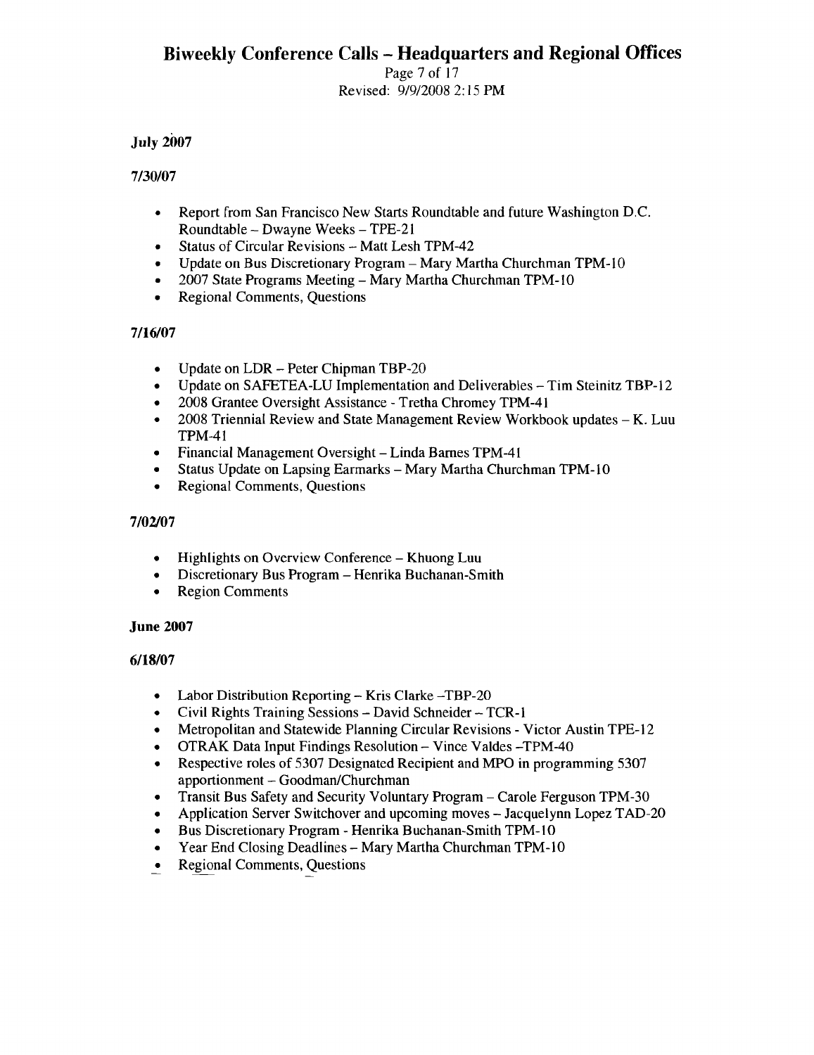**July 2007**

**7/30/07**

- Report from San Francisco New Starts Roundtable and future Washington D.C. Roundtable – Dwayne Weeks – TPE-21
- Status of Circular Revisions – Matt Lesh TPM-42
- Update on Bus Discretionary Program – Mary Martha Churchman TPM-10
- 2007 State Programs Meeting – Mary Martha Churchman TPM-10
- Regional Comments, Questions

**7/16/07**

- Update on LDR – Peter Chipman TBP-20
- Update on SAFETEA-LU Implementation and Deliverables – Tim Steinitz TBP-12
- 2008 Grantee Oversight Assistance - Tretha Chromey TPM-41
- 2008 Triennial Review and State Management Review Workbook updates – K. Luu TPM-41
- Financial Management Oversight – Linda Barnes TPM-41
- Status Update on Lapsing Earmarks – Mary Martha Churchman TPM-10
- Regional Comments, Questions

**7/02/07**

- Highlights on Overview Conference – Khuong Luu
- Discretionary Bus Program – Henrika Buchanan-Smith
- Region Comments

**June 2007**

**6/18/07**

- Labor Distribution Reporting – Kris Clarke –TBP-20
- Civil Rights Training Sessions – David Schneider – TCR-1
- Metropolitan and Statewide Planning Circular Revisions - Victor Austin TPE-12
- OTRAK Data Input Findings Resolution – Vince Valdes –TPM-40
- Respective roles of 5307 Designated Recipient and MPO in programming 5307 apportionment – Goodman/Churchman
- Transit Bus Safety and Security Voluntary Program – Carole Ferguson TPM-30
- Application Server Switchover and upcoming moves – Jacquelynn Lopez TAD-20
- Bus Discretionary Program - Henrika Buchanan-Smith TPM-10
- Year End Closing Deadlines – Mary Martha Churchman TPM-10
- Regional Comments, Questions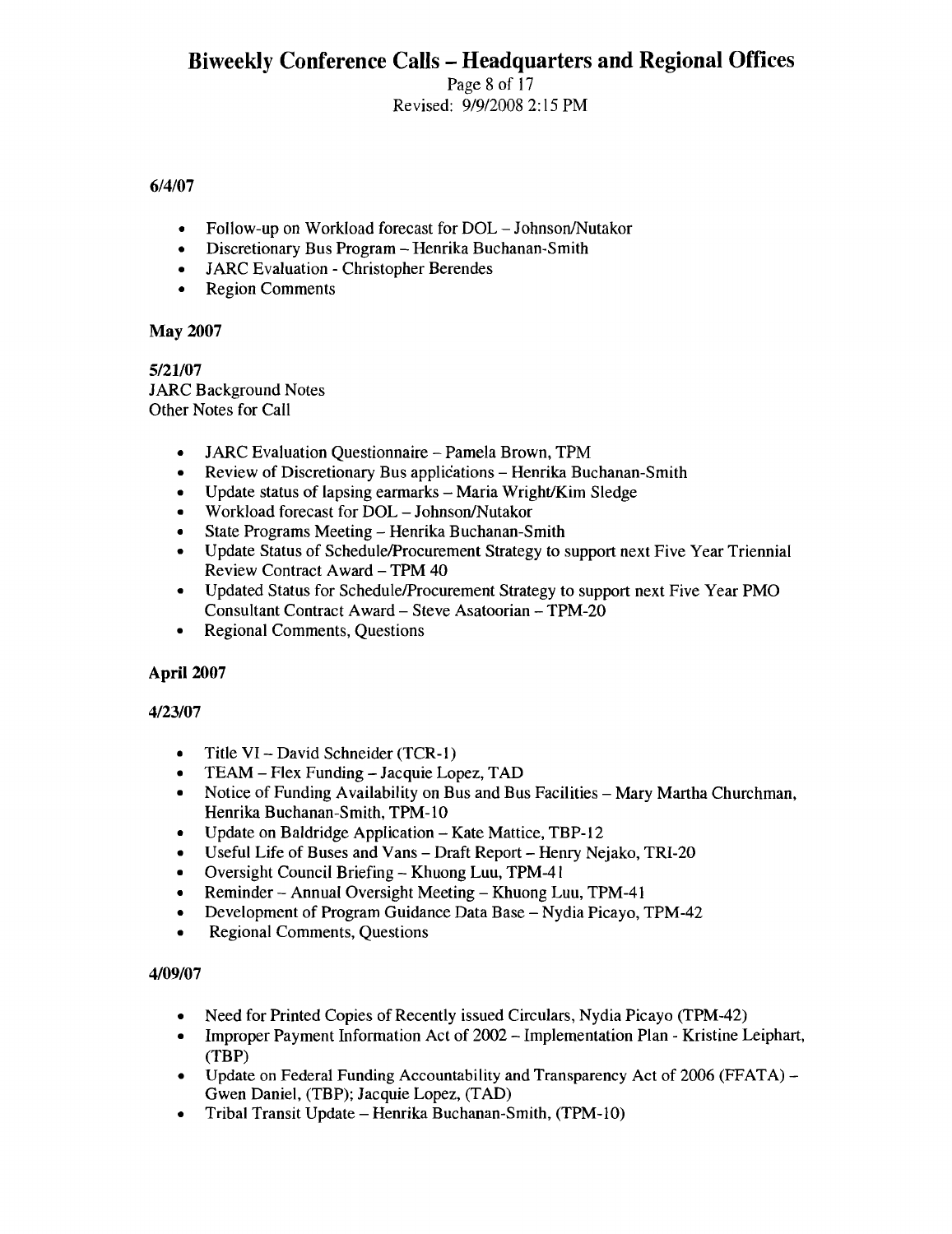**6/4/07**

- Follow-up on Workload forecast for DOL – Johnson/Nutakor
- Discretionary Bus Program – Henrika Buchanan-Smith
- JARC Evaluation - Christopher Berendes
- Region Comments

## May 2007

**5/21/07**
JARC Background Notes
Other Notes for Call

- JARC Evaluation Questionnaire – Pamela Brown, TPM
- Review of Discretionary Bus applications – Henrika Buchanan-Smith
- Update status of lapsing earmarks – Maria Wright/Kim Sledge
- Workload forecast for DOL – Johnson/Nutakor
- State Programs Meeting – Henrika Buchanan-Smith
- Update Status of Schedule/Procurement Strategy to support next Five Year Triennial Review Contract Award – TPM 40
- Updated Status for Schedule/Procurement Strategy to support next Five Year PMO Consultant Contract Award – Steve Asatoorian – TPM-20
- Regional Comments, Questions

## April 2007

**4/23/07**

- Title VI – David Schneider (TCR-1)
- TEAM – Flex Funding – Jacquie Lopez, TAD
- Notice of Funding Availability on Bus and Bus Facilities – Mary Martha Churchman, Henrika Buchanan-Smith, TPM-10
- Update on Baldridge Application – Kate Mattice, TBP-12
- Useful Life of Buses and Vans – Draft Report – Henry Nejako, TRI-20
- Oversight Council Briefing – Khuong Luu, TPM-41
- Reminder – Annual Oversight Meeting – Khuong Luu, TPM-41
- Development of Program Guidance Data Base – Nydia Picayo, TPM-42
- Regional Comments, Questions

**4/09/07**

- Need for Printed Copies of Recently issued Circulars, Nydia Picayo (TPM-42)
- Improper Payment Information Act of 2002 – Implementation Plan - Kristine Leiphart, (TBP)
- Update on Federal Funding Accountability and Transparency Act of 2006 (FFATA) – Gwen Daniel, (TBP); Jacquie Lopez, (TAD)
- Tribal Transit Update – Henrika Buchanan-Smith, (TPM-10)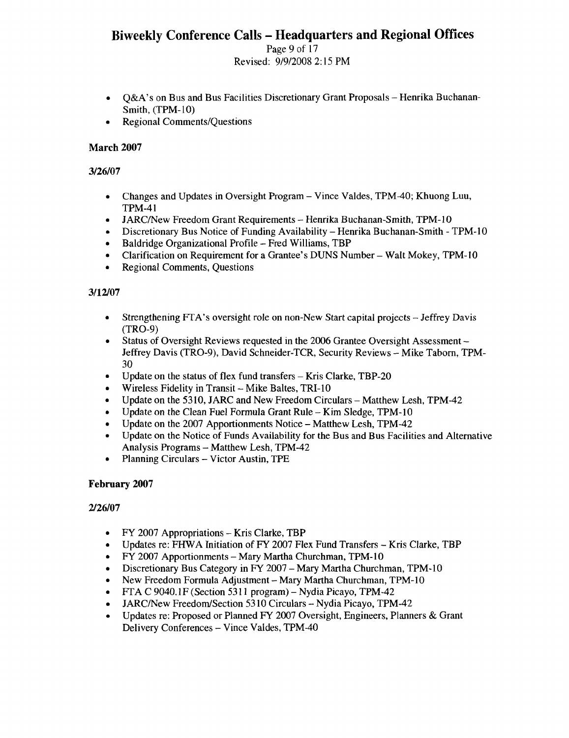- Q&A's on Bus and Bus Facilities Discretionary Grant Proposals – Henrika Buchanan-Smith, (TPM-10)
- Regional Comments/Questions

## March 2007

### 3/26/07

- Changes and Updates in Oversight Program – Vince Valdes, TPM-40; Khuong Luu, TPM-41
- JARC/New Freedom Grant Requirements – Henrika Buchanan-Smith, TPM-10
- Discretionary Bus Notice of Funding Availability – Henrika Buchanan-Smith - TPM-10
- Baldridge Organizational Profile – Fred Williams, TBP
- Clarification on Requirement for a Grantee's DUNS Number – Walt Mokey, TPM-10
- Regional Comments, Questions

### 3/12/07

- Strengthening FTA's oversight role on non-New Start capital projects – Jeffrey Davis (TRO-9)
- Status of Oversight Reviews requested in the 2006 Grantee Oversight Assessment – Jeffrey Davis (TRO-9), David Schneider-TCR, Security Reviews – Mike Taborn, TPM-30
- Update on the status of flex fund transfers – Kris Clarke, TBP-20
- Wireless Fidelity in Transit – Mike Baltes, TRI-10
- Update on the 5310, JARC and New Freedom Circulars – Matthew Lesh, TPM-42
- Update on the Clean Fuel Formula Grant Rule – Kim Sledge, TPM-10
- Update on the 2007 Apportionments Notice – Matthew Lesh, TPM-42
- Update on the Notice of Funds Availability for the Bus and Bus Facilities and Alternative Analysis Programs – Matthew Lesh, TPM-42
- Planning Circulars – Victor Austin, TPE

## February 2007

### 2/26/07

- FY 2007 Appropriations – Kris Clarke, TBP
- Updates re: FHWA Initiation of FY 2007 Flex Fund Transfers – Kris Clarke, TBP
- FY 2007 Apportionments – Mary Martha Churchman, TPM-10
- Discretionary Bus Category in FY 2007 – Mary Martha Churchman, TPM-10
- New Freedom Formula Adjustment – Mary Martha Churchman, TPM-10
- FTA C 9040.1F (Section 5311 program) – Nydia Picayo, TPM-42
- JARC/New Freedom/Section 5310 Circulars – Nydia Picayo, TPM-42
- Updates re: Proposed or Planned FY 2007 Oversight, Engineers, Planners & Grant Delivery Conferences – Vince Valdes, TPM-40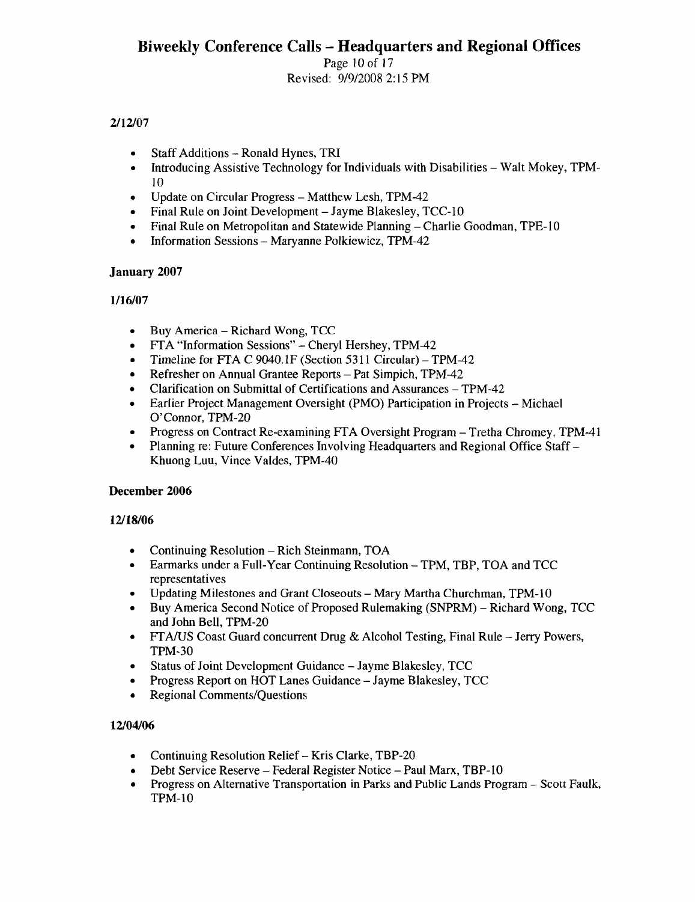### 2/12/07

- Staff Additions – Ronald Hynes, TRI
- Introducing Assistive Technology for Individuals with Disabilities – Walt Mokey, TPM-10
- Update on Circular Progress – Matthew Lesh, TPM-42
- Final Rule on Joint Development – Jayme Blakesley, TCC-10
- Final Rule on Metropolitan and Statewide Planning – Charlie Goodman, TPE-10
- Information Sessions – Maryanne Polkiewicz, TPM-42

## January 2007

### 1/16/07

- Buy America – Richard Wong, TCC
- FTA "Information Sessions" – Cheryl Hershey, TPM-42
- Timeline for FTA C 9040.1F (Section 5311 Circular) – TPM-42
- Refresher on Annual Grantee Reports – Pat Simpich, TPM-42
- Clarification on Submittal of Certifications and Assurances – TPM-42
- Earlier Project Management Oversight (PMO) Participation in Projects – Michael O'Connor, TPM-20
- Progress on Contract Re-examining FTA Oversight Program – Tretha Chromey, TPM-41
- Planning re: Future Conferences Involving Headquarters and Regional Office Staff – Khuong Luu, Vince Valdes, TPM-40

## December 2006

### 12/18/06

- Continuing Resolution – Rich Steinmann, TOA
- Earmarks under a Full-Year Continuing Resolution – TPM, TBP, TOA and TCC representatives
- Updating Milestones and Grant Closeouts – Mary Martha Churchman, TPM-10
- Buy America Second Notice of Proposed Rulemaking (SNPRM) – Richard Wong, TCC and John Bell, TPM-20
- FTA/US Coast Guard concurrent Drug & Alcohol Testing, Final Rule – Jerry Powers, TPM-30
- Status of Joint Development Guidance – Jayme Blakesley, TCC
- Progress Report on HOT Lanes Guidance – Jayme Blakesley, TCC
- Regional Comments/Questions

### 12/04/06

- Continuing Resolution Relief – Kris Clarke, TBP-20
- Debt Service Reserve – Federal Register Notice – Paul Marx, TBP-10
- Progress on Alternative Transportation in Parks and Public Lands Program – Scott Faulk, TPM-10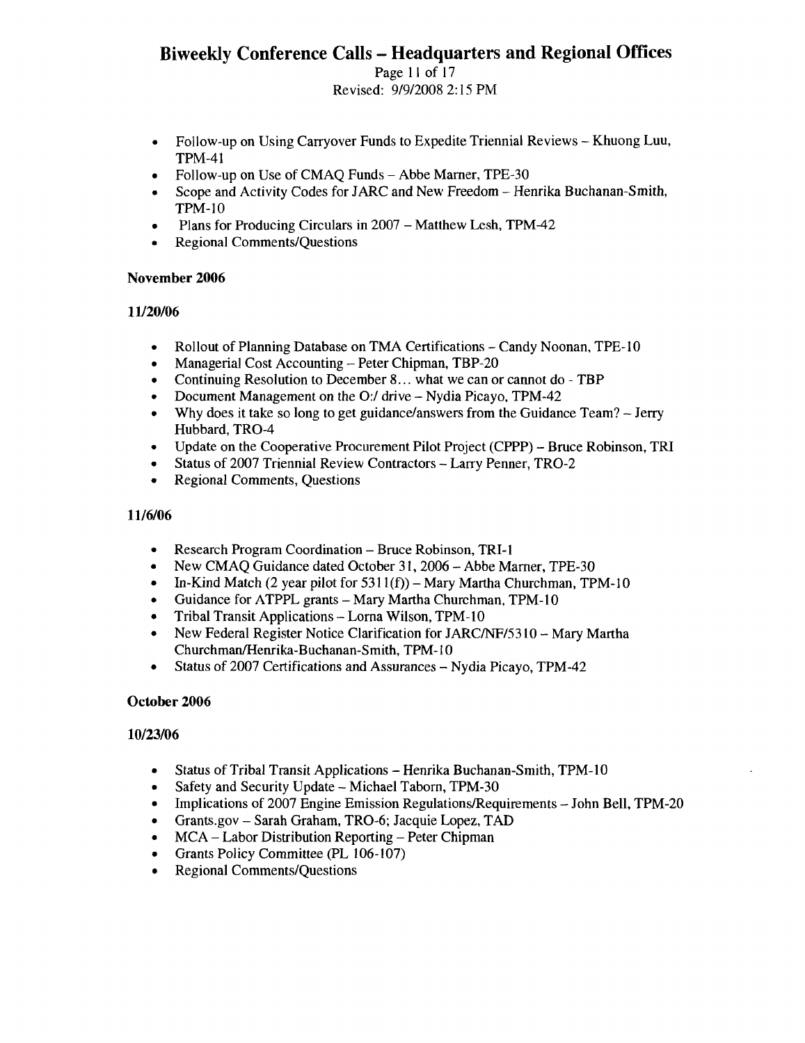- Follow-up on Using Carryover Funds to Expedite Triennial Reviews – Khuong Luu, TPM-41
- Follow-up on Use of CMAQ Funds – Abbe Marner, TPE-30
- Scope and Activity Codes for JARC and New Freedom – Henrika Buchanan-Smith, TPM-10
- Plans for Producing Circulars in 2007 – Matthew Lesh, TPM-42
- Regional Comments/Questions

**November 2006**

**11/20/06**

- Rollout of Planning Database on TMA Certifications – Candy Noonan, TPE-10
- Managerial Cost Accounting – Peter Chipman, TBP-20
- Continuing Resolution to December 8… what we can or cannot do - TBP
- Document Management on the O:/ drive – Nydia Picayo, TPM-42
- Why does it take so long to get guidance/answers from the Guidance Team? – Jerry Hubbard, TRO-4
- Update on the Cooperative Procurement Pilot Project (CPPP) – Bruce Robinson, TRI
- Status of 2007 Triennial Review Contractors – Larry Penner, TRO-2
- Regional Comments, Questions

**11/6/06**

- Research Program Coordination – Bruce Robinson, TRI-1
- New CMAQ Guidance dated October 31, 2006 – Abbe Marner, TPE-30
- In-Kind Match (2 year pilot for 5311(f)) – Mary Martha Churchman, TPM-10
- Guidance for ATPPL grants – Mary Martha Churchman, TPM-10
- Tribal Transit Applications – Lorna Wilson, TPM-10
- New Federal Register Notice Clarification for JARC/NF/5310 – Mary Martha Churchman/Henrika-Buchanan-Smith, TPM-10
- Status of 2007 Certifications and Assurances – Nydia Picayo, TPM-42

**October 2006**

**10/23/06**

- Status of Tribal Transit Applications – Henrika Buchanan-Smith, TPM-10
- Safety and Security Update – Michael Taborn, TPM-30
- Implications of 2007 Engine Emission Regulations/Requirements – John Bell, TPM-20
- Grants.gov – Sarah Graham, TRO-6; Jacquie Lopez, TAD
- MCA – Labor Distribution Reporting – Peter Chipman
- Grants Policy Committee (PL 106-107)
- Regional Comments/Questions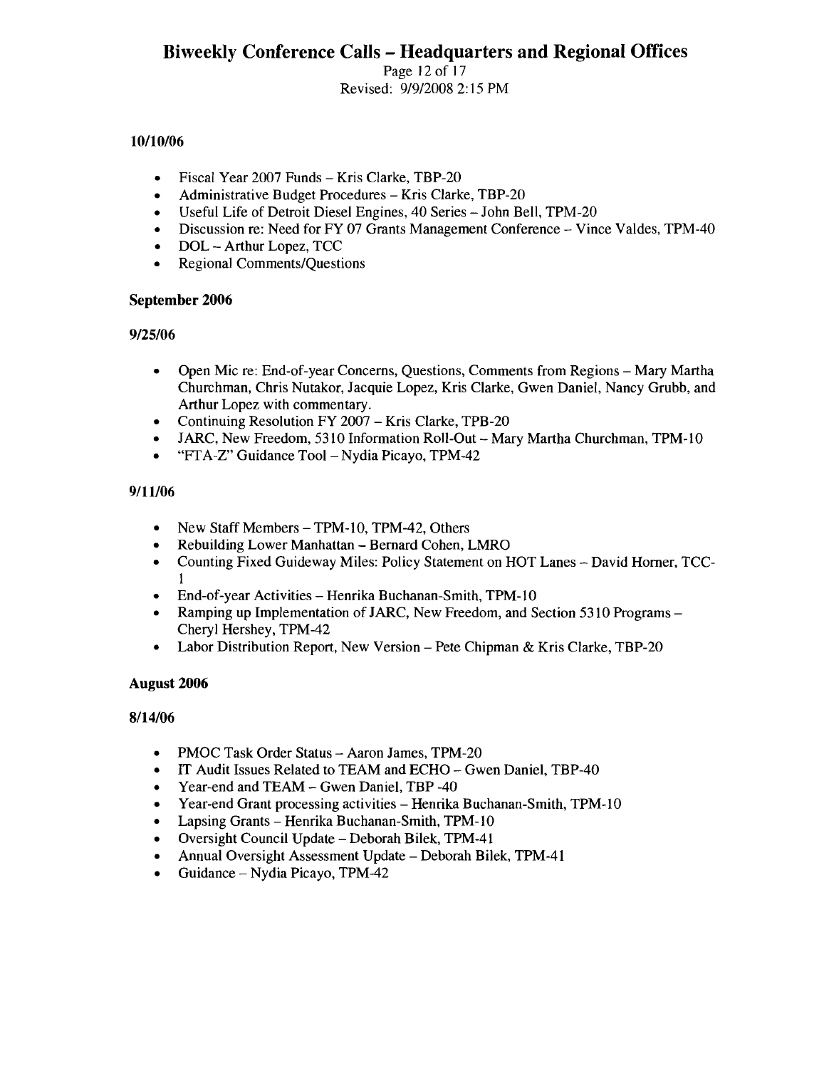**10/10/06**

- Fiscal Year 2007 Funds – Kris Clarke, TBP-20
- Administrative Budget Procedures – Kris Clarke, TBP-20
- Useful Life of Detroit Diesel Engines, 40 Series – John Bell, TPM-20
- Discussion re: Need for FY 07 Grants Management Conference – Vince Valdes, TPM-40
- DOL – Arthur Lopez, TCC
- Regional Comments/Questions

## September 2006

**9/25/06**

- Open Mic re: End-of-year Concerns, Questions, Comments from Regions – Mary Martha Churchman, Chris Nutakor, Jacquie Lopez, Kris Clarke, Gwen Daniel, Nancy Grubb, and Arthur Lopez with commentary.
- Continuing Resolution FY 2007 – Kris Clarke, TPB-20
- JARC, New Freedom, 5310 Information Roll-Out – Mary Martha Churchman, TPM-10
- "FTA-Z" Guidance Tool – Nydia Picayo, TPM-42

**9/11/06**

- New Staff Members – TPM-10, TPM-42, Others
- Rebuilding Lower Manhattan – Bernard Cohen, LMRO
- Counting Fixed Guideway Miles: Policy Statement on HOT Lanes – David Horner, TCC-1
- End-of-year Activities – Henrika Buchanan-Smith, TPM-10
- Ramping up Implementation of JARC, New Freedom, and Section 5310 Programs – Cheryl Hershey, TPM-42
- Labor Distribution Report, New Version – Pete Chipman & Kris Clarke, TBP-20

## August 2006

**8/14/06**

- PMOC Task Order Status – Aaron James, TPM-20
- IT Audit Issues Related to TEAM and ECHO – Gwen Daniel, TBP-40
- Year-end and TEAM – Gwen Daniel, TBP -40
- Year-end Grant processing activities – Henrika Buchanan-Smith, TPM-10
- Lapsing Grants – Henrika Buchanan-Smith, TPM-10
- Oversight Council Update – Deborah Bilek, TPM-41
- Annual Oversight Assessment Update – Deborah Bilek, TPM-41
- Guidance – Nydia Picayo, TPM-42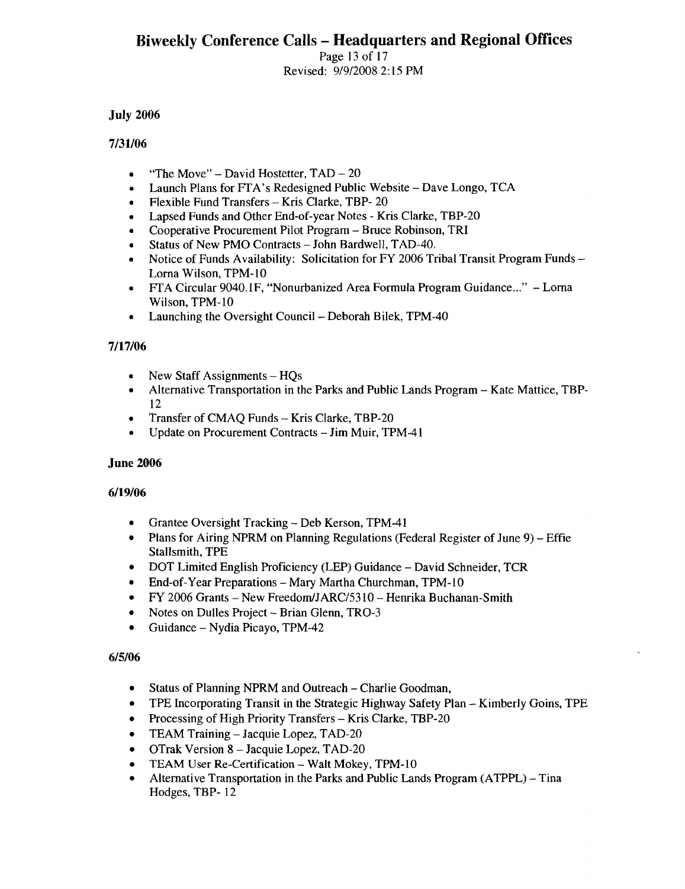## July 2006

### 7/31/06

- "The Move" – David Hostetter, TAD – 20
- Launch Plans for FTA's Redesigned Public Website – Dave Longo, TCA
- Flexible Fund Transfers – Kris Clarke, TBP- 20
- Lapsed Funds and Other End-of-year Notes - Kris Clarke, TBP-20
- Cooperative Procurement Pilot Program – Bruce Robinson, TRI
- Status of New PMO Contracts – John Bardwell, TAD-40.
- Notice of Funds Availability: Solicitation for FY 2006 Tribal Transit Program Funds – Lorna Wilson, TPM-10
- FTA Circular 9040.1F, "Nonurbanized Area Formula Program Guidance..." – Lorna Wilson, TPM-10
- Launching the Oversight Council – Deborah Bilek, TPM-40

### 7/17/06

- New Staff Assignments – HQs
- Alternative Transportation in the Parks and Public Lands Program – Kate Mattice, TBP-12
- Transfer of CMAQ Funds – Kris Clarke, TBP-20
- Update on Procurement Contracts – Jim Muir, TPM-41

## June 2006

### 6/19/06

- Grantee Oversight Tracking – Deb Kerson, TPM-41
- Plans for Airing NPRM on Planning Regulations (Federal Register of June 9) – Effie Stallsmith, TPE
- DOT Limited English Proficiency (LEP) Guidance – David Schneider, TCR
- End-of-Year Preparations – Mary Martha Churchman, TPM-10
- FY 2006 Grants – New Freedom/JARC/5310 – Henrika Buchanan-Smith
- Notes on Dulles Project – Brian Glenn, TRO-3
- Guidance – Nydia Picayo, TPM-42

### 6/5/06

- Status of Planning NPRM and Outreach – Charlie Goodman,
- TPE Incorporating Transit in the Strategic Highway Safety Plan – Kimberly Goins, TPE
- Processing of High Priority Transfers – Kris Clarke, TBP-20
- TEAM Training – Jacquie Lopez, TAD-20
- OTrak Version 8 – Jacquie Lopez, TAD-20
- TEAM User Re-Certification – Walt Mokey, TPM-10
- Alternative Transportation in the Parks and Public Lands Program (ATPPL) – Tina Hodges, TBP- 12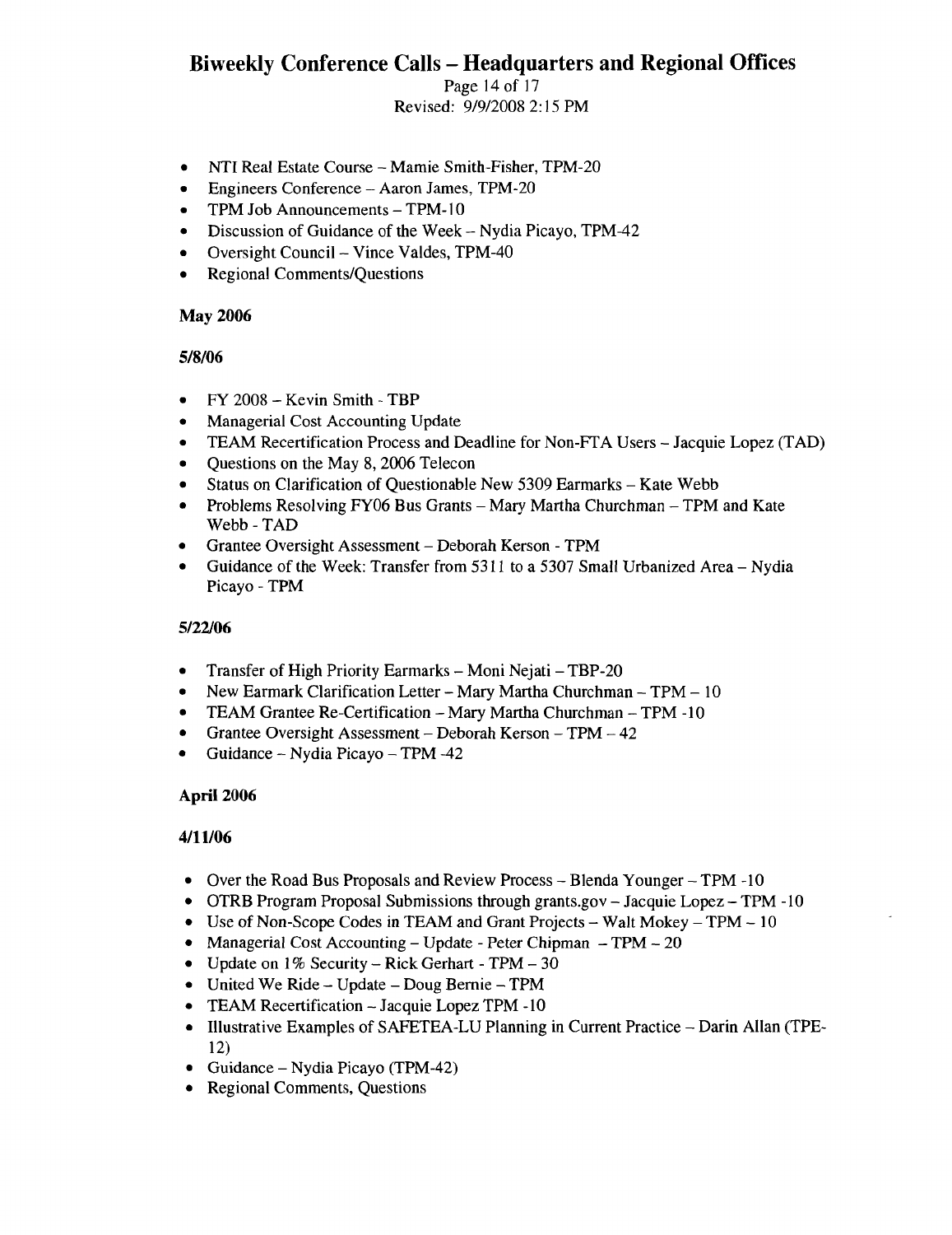- NTI Real Estate Course – Mamie Smith-Fisher, TPM-20
- Engineers Conference – Aaron James, TPM-20
- TPM Job Announcements – TPM-10
- Discussion of Guidance of the Week – Nydia Picayo, TPM-42
- Oversight Council – Vince Valdes, TPM-40
- Regional Comments/Questions

**May 2006**

**5/8/06**

- FY 2008 – Kevin Smith - TBP
- Managerial Cost Accounting Update
- TEAM Recertification Process and Deadline for Non-FTA Users – Jacquie Lopez (TAD)
- Questions on the May 8, 2006 Telecon
- Status on Clarification of Questionable New 5309 Earmarks – Kate Webb
- Problems Resolving FY06 Bus Grants – Mary Martha Churchman – TPM and Kate Webb - TAD
- Grantee Oversight Assessment – Deborah Kerson - TPM
- Guidance of the Week: Transfer from 5311 to a 5307 Small Urbanized Area – Nydia Picayo - TPM

**5/22/06**

- Transfer of High Priority Earmarks – Moni Nejati – TBP-20
- New Earmark Clarification Letter – Mary Martha Churchman – TPM – 10
- TEAM Grantee Re-Certification – Mary Martha Churchman – TPM -10
- Grantee Oversight Assessment – Deborah Kerson – TPM – 42
- Guidance – Nydia Picayo – TPM -42

**April 2006**

**4/11/06**

- Over the Road Bus Proposals and Review Process – Blenda Younger – TPM -10
- OTRB Program Proposal Submissions through grants.gov – Jacquie Lopez – TPM -10
- Use of Non-Scope Codes in TEAM and Grant Projects – Walt Mokey – TPM – 10
- Managerial Cost Accounting – Update - Peter Chipman – TPM – 20
- Update on 1% Security – Rick Gerhart - TPM – 30
- United We Ride – Update – Doug Bernie – TPM
- TEAM Recertification – Jacquie Lopez TPM -10
- Illustrative Examples of SAFETEA-LU Planning in Current Practice – Darin Allan (TPE-12)
- Guidance – Nydia Picayo (TPM-42)
- Regional Comments, Questions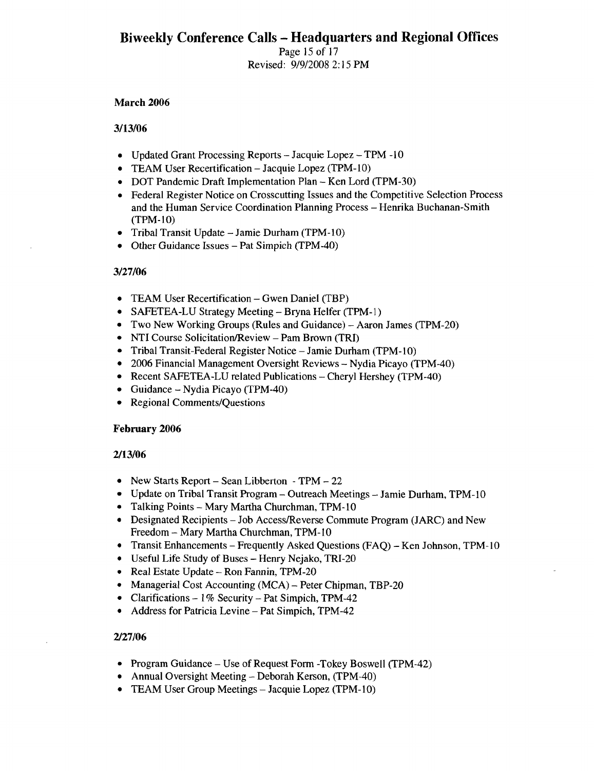## March 2006

### 3/13/06

- Updated Grant Processing Reports – Jacquie Lopez – TPM -10
- TEAM User Recertification – Jacquie Lopez (TPM-10)
- DOT Pandemic Draft Implementation Plan – Ken Lord (TPM-30)
- Federal Register Notice on Crosscutting Issues and the Competitive Selection Process and the Human Service Coordination Planning Process – Henrika Buchanan-Smith (TPM-10)
- Tribal Transit Update – Jamie Durham (TPM-10)
- Other Guidance Issues – Pat Simpich (TPM-40)

### 3/27/06

- TEAM User Recertification – Gwen Daniel (TBP)
- SAFETEA-LU Strategy Meeting – Bryna Helfer (TPM-1)
- Two New Working Groups (Rules and Guidance) – Aaron James (TPM-20)
- NTI Course Solicitation/Review – Pam Brown (TRI)
- Tribal Transit-Federal Register Notice – Jamie Durham (TPM-10)
- 2006 Financial Management Oversight Reviews – Nydia Picayo (TPM-40)
- Recent SAFETEA-LU related Publications – Cheryl Hershey (TPM-40)
- Guidance – Nydia Picayo (TPM-40)
- Regional Comments/Questions

## February 2006

### 2/13/06

- New Starts Report – Sean Libberton - TPM – 22
- Update on Tribal Transit Program – Outreach Meetings – Jamie Durham, TPM-10
- Talking Points – Mary Martha Churchman, TPM-10
- Designated Recipients – Job Access/Reverse Commute Program (JARC) and New Freedom – Mary Martha Churchman, TPM-10
- Transit Enhancements – Frequently Asked Questions (FAQ) – Ken Johnson, TPM-10
- Useful Life Study of Buses – Henry Nejako, TRI-20
- Real Estate Update – Ron Fannin, TPM-20
- Managerial Cost Accounting (MCA) – Peter Chipman, TBP-20
- Clarifications – 1% Security – Pat Simpich, TPM-42
- Address for Patricia Levine – Pat Simpich, TPM-42

### 2/27/06

- Program Guidance – Use of Request Form -Tokey Boswell (TPM-42)
- Annual Oversight Meeting – Deborah Kerson, (TPM-40)
- TEAM User Group Meetings – Jacquie Lopez (TPM-10)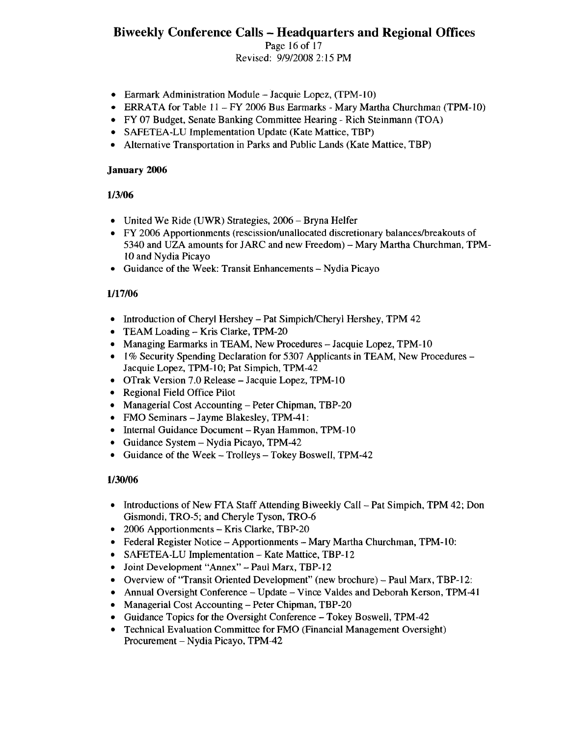- Earmark Administration Module – Jacquie Lopez, (TPM-10)
- ERRATA for Table 11 – FY 2006 Bus Earmarks - Mary Martha Churchman (TPM-10)
- FY 07 Budget, Senate Banking Committee Hearing - Rich Steinmann (TOA)
- SAFETEA-LU Implementation Update (Kate Mattice, TBP)
- Alternative Transportation in Parks and Public Lands (Kate Mattice, TBP)

**January 2006**

**1/3/06**

- United We Ride (UWR) Strategies, 2006 – Bryna Helfer
- FY 2006 Apportionments (rescission/unallocated discretionary balances/breakouts of 5340 and UZA amounts for JARC and new Freedom) – Mary Martha Churchman, TPM-10 and Nydia Picayo
- Guidance of the Week: Transit Enhancements – Nydia Picayo

**1/17/06**

- Introduction of Cheryl Hershey – Pat Simpich/Cheryl Hershey, TPM 42
- TEAM Loading – Kris Clarke, TPM-20
- Managing Earmarks in TEAM, New Procedures – Jacquie Lopez, TPM-10
- 1% Security Spending Declaration for 5307 Applicants in TEAM, New Procedures – Jacquie Lopez, TPM-10; Pat Simpich, TPM-42
- OTrak Version 7.0 Release – Jacquie Lopez, TPM-10
- Regional Field Office Pilot
- Managerial Cost Accounting – Peter Chipman, TBP-20
- FMO Seminars – Jayme Blakesley, TPM-41:
- Internal Guidance Document – Ryan Hammon, TPM-10
- Guidance System – Nydia Picayo, TPM-42
- Guidance of the Week – Trolleys – Tokey Boswell, TPM-42

**1/30/06**

- Introductions of New FTA Staff Attending Biweekly Call – Pat Simpich, TPM 42; Don Gismondi, TRO-5; and Cheryle Tyson, TRO-6
- 2006 Apportionments – Kris Clarke, TBP-20
- Federal Register Notice – Apportionments – Mary Martha Churchman, TPM-10:
- SAFETEA-LU Implementation – Kate Mattice, TBP-12
- Joint Development "Annex" – Paul Marx, TBP-12
- Overview of "Transit Oriented Development" (new brochure) – Paul Marx, TBP-12:
- Annual Oversight Conference – Update – Vince Valdes and Deborah Kerson, TPM-41
- Managerial Cost Accounting – Peter Chipman, TBP-20
- Guidance Topics for the Oversight Conference – Tokey Boswell, TPM-42
- Technical Evaluation Committee for FMO (Financial Management Oversight) Procurement – Nydia Picayo, TPM-42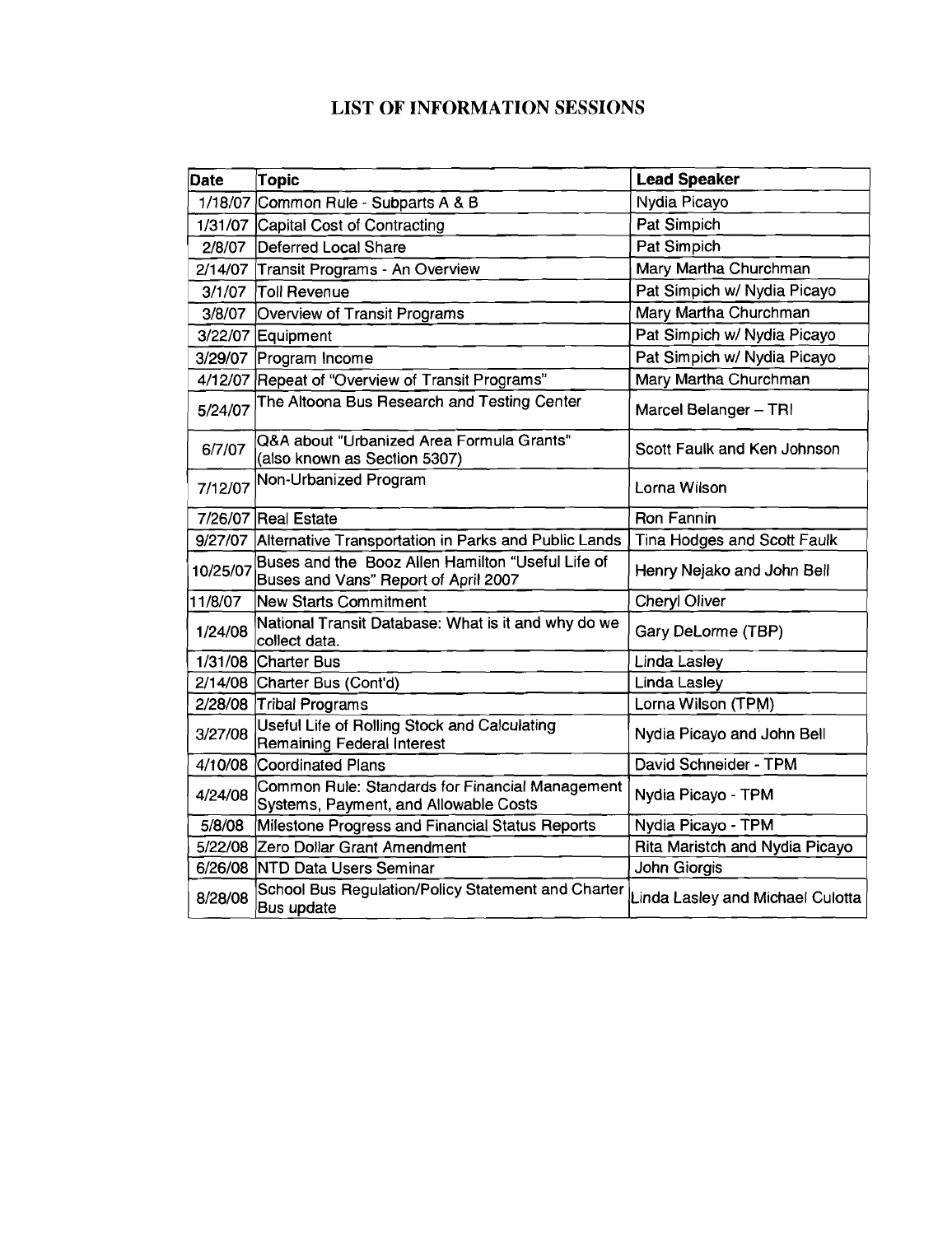# LIST OF INFORMATION SESSIONS

| Date | Topic | Lead Speaker |
|---|---|---|
| 1/18/07 | Common Rule - Subparts A & B | Nydia Picayo |
| 1/31/07 | Capital Cost of Contracting | Pat Simpich |
| 2/8/07 | Deferred Local Share | Pat Simpich |
| 2/14/07 | Transit Programs - An Overview | Mary Martha Churchman |
| 3/1/07 | Toll Revenue | Pat Simpich w/ Nydia Picayo |
| 3/8/07 | Overview of Transit Programs | Mary Martha Churchman |
| 3/22/07 | Equipment | Pat Simpich w/ Nydia Picayo |
| 3/29/07 | Program Income | Pat Simpich w/ Nydia Picayo |
| 4/12/07 | Repeat of "Overview of Transit Programs" | Mary Martha Churchman |
| 5/24/07 | The Altoona Bus Research and Testing Center | Marcel Belanger – TRI |
| 6/7/07 | Q&A about "Urbanized Area Formula Grants" (also known as Section 5307) | Scott Faulk and Ken Johnson |
| 7/12/07 | Non-Urbanized Program | Lorna Wilson |
| 7/26/07 | Real Estate | Ron Fannin |
| 9/27/07 | Alternative Transportation in Parks and Public Lands | Tina Hodges and Scott Faulk |
| 10/25/07 | Buses and the Booz Allen Hamilton "Useful Life of Buses and Vans" Report of April 2007 | Henry Nejako and John Bell |
| 11/8/07 | New Starts Commitment | Cheryl Oliver |
| 1/24/08 | National Transit Database: What is it and why do we collect data. | Gary DeLorme (TBP) |
| 1/31/08 | Charter Bus | Linda Lasley |
| 2/14/08 | Charter Bus (Cont'd) | Linda Lasley |
| 2/28/08 | Tribal Programs | Lorna Wilson (TPM) |
| 3/27/08 | Useful Life of Rolling Stock and Calculating Remaining Federal Interest | Nydia Picayo and John Bell |
| 4/10/08 | Coordinated Plans | David Schneider - TPM |
| 4/24/08 | Common Rule: Standards for Financial Management Systems, Payment, and Allowable Costs | Nydia Picayo - TPM |
| 5/8/08 | Milestone Progress and Financial Status Reports | Nydia Picayo - TPM |
| 5/22/08 | Zero Dollar Grant Amendment | Rita Maristch and Nydia Picayo |
| 6/26/08 | NTD Data Users Seminar | John Giorgis |
| 8/28/08 | School Bus Regulation/Policy Statement and Charter Bus update | Linda Lasley and Michael Culotta |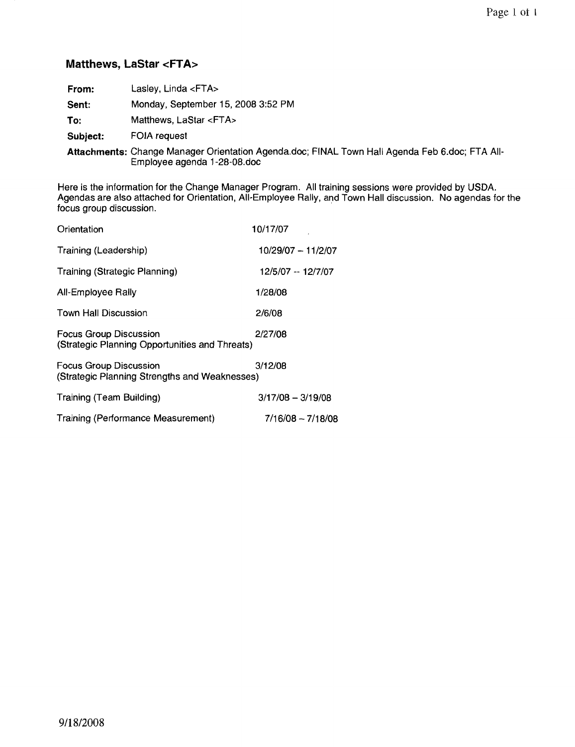## Matthews, LaStar <FTA>

**From:** Lasley, Linda <FTA>

**Sent:** Monday, September 15, 2008 3:52 PM

**To:** Matthews, LaStar <FTA>

**Subject:** FOIA request

**Attachments:** Change Manager Orientation Agenda.doc; FINAL Town Hall Agenda Feb 6.doc; FTA All-Employee agenda 1-28-08.doc

Here is the information for the Change Manager Program. All training sessions were provided by USDA. Agendas are also attached for Orientation, All-Employee Rally, and Town Hall discussion. No agendas for the focus group discussion.

| | |
|---|---|
| Orientation | 10/17/07 |
| Training (Leadership) | 10/29/07 – 11/2/07 |
| Training (Strategic Planning) | 12/5/07 -- 12/7/07 |
| All-Employee Rally | 1/28/08 |
| Town Hall Discussion | 2/6/08 |
| Focus Group Discussion (Strategic Planning Opportunities and Threats) | 2/27/08 |
| Focus Group Discussion (Strategic Planning Strengths and Weaknesses) | 3/12/08 |
| Training (Team Building) | 3/17/08 – 3/19/08 |
| Training (Performance Measurement) | 7/16/08 – 7/18/08 |

9/18/2008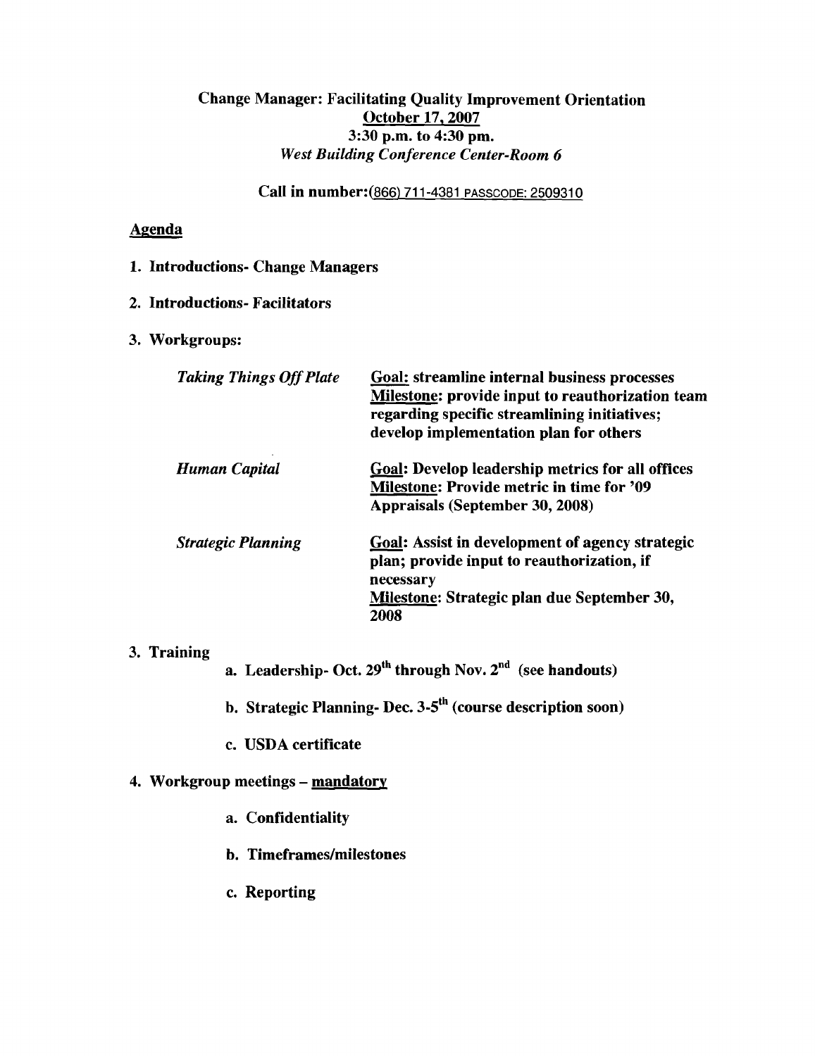**Change Manager: Facilitating Quality Improvement Orientation**
**October 17, 2007**
**3:30 p.m. to 4:30 pm.**
***West Building Conference Center-Room 6***

**Call in number:**(866) 711-4381 PASSCODE: 2509310

**Agenda**

1. **Introductions- Change Managers**
2. **Introductions- Facilitators**
3. **Workgroups:**

| | |
|---|---|
| ***Taking Things Off Plate*** | **Goal: streamline internal business processes** **Milestone: provide input to reauthorization team regarding specific streamlining initiatives; develop implementation plan for others** |
| ***Human Capital*** | **Goal: Develop leadership metrics for all offices** **Milestone: Provide metric in time for '09 Appraisals (September 30, 2008)** |
| ***Strategic Planning*** | **Goal: Assist in development of agency strategic plan; provide input to reauthorization, if necessary** **Milestone: Strategic plan due September 30, 2008** |

3. **Training**
   a. **Leadership- Oct. 29th through Nov. 2nd (see handouts)**
   b. **Strategic Planning- Dec. 3-5th (course description soon)**
   c. **USDA certificate**
4. **Workgroup meetings – mandatory**
   a. **Confidentiality**
   b. **Timeframes/milestones**
   c. **Reporting**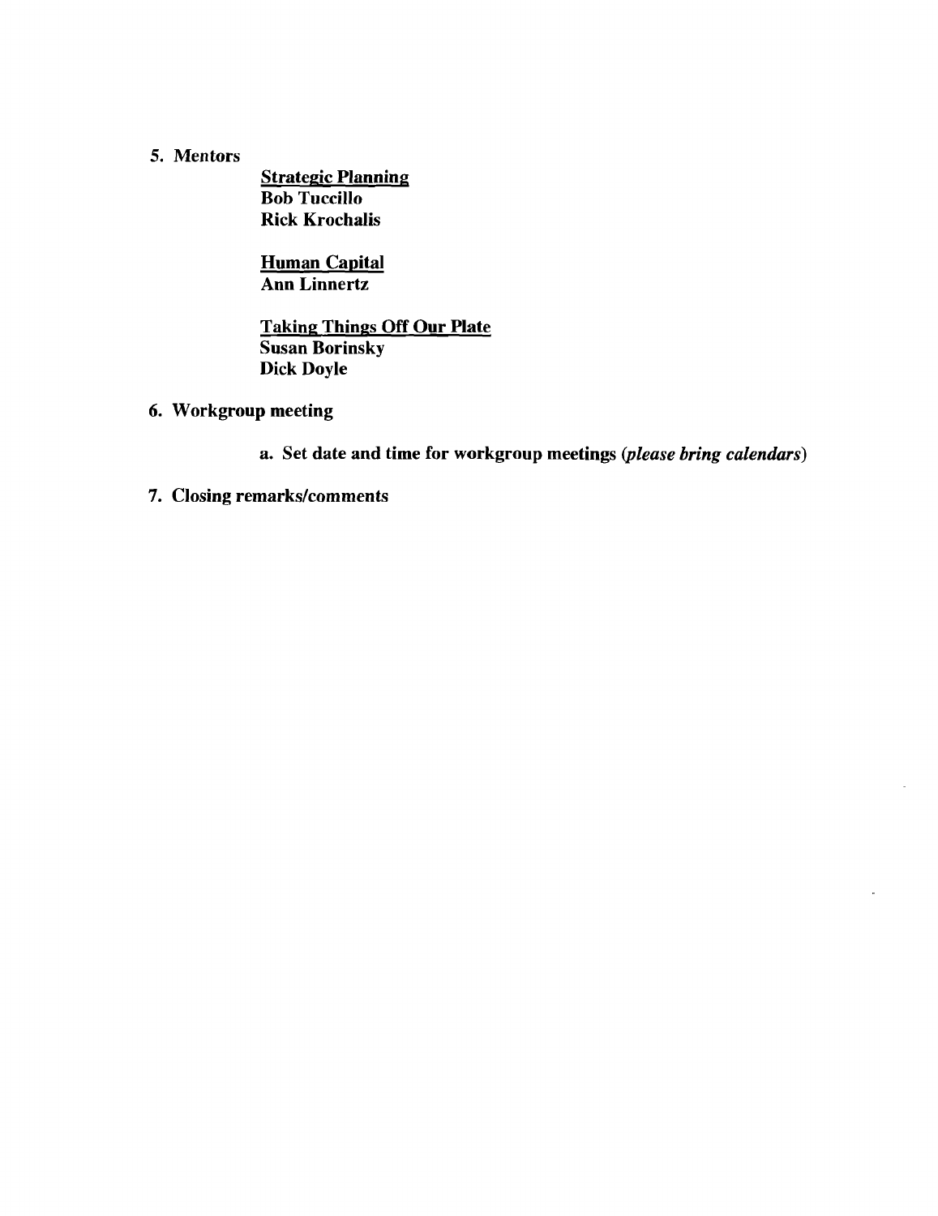5. **Mentors**

   **<u>Strategic Planning</u>**
   **Bob Tuccillo**
   **Rick Krochalis**

   **<u>Human Capital</u>**
   **Ann Linnertz**

   **<u>Taking Things Off Our Plate</u>**
   **Susan Borinsky**
   **Dick Doyle**

6. **Workgroup meeting**

   a. **Set date and time for workgroup meetings** ***(please bring calendars)***

7. **Closing remarks/comments**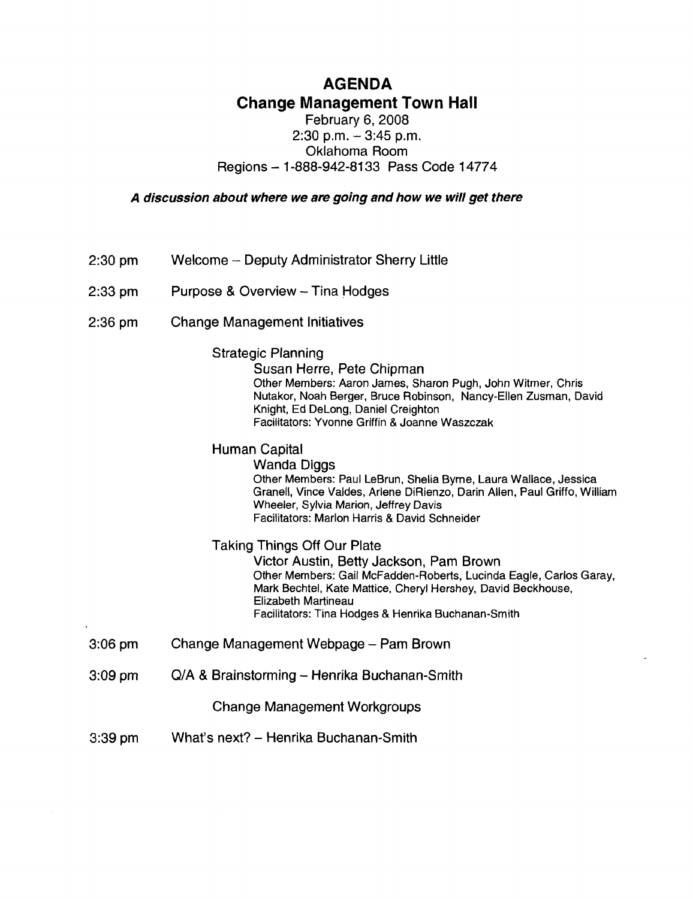# AGENDA

## Change Management Town Hall

February 6, 2008
2:30 p.m. – 3:45 p.m.
Oklahoma Room
Regions – 1-888-942-8133 Pass Code 14774

***A discussion about where we are going and how we will get there***

2:30 pm Welcome – Deputy Administrator Sherry Little

2:33 pm Purpose & Overview – Tina Hodges

2:36 pm Change Management Initiatives

Strategic Planning
Susan Herre, Pete Chipman
Other Members: Aaron James, Sharon Pugh, John Witmer, Chris Nutakor, Noah Berger, Bruce Robinson, Nancy-Ellen Zusman, David Knight, Ed DeLong, Daniel Creighton
Facilitators: Yvonne Griffin & Joanne Waszczak

Human Capital
Wanda Diggs
Other Members: Paul LeBrun, Shelia Byrne, Laura Wallace, Jessica Granell, Vince Valdes, Arlene DiRienzo, Darin Allen, Paul Griffo, William Wheeler, Sylvia Marion, Jeffrey Davis
Facilitators: Marlon Harris & David Schneider

Taking Things Off Our Plate
Victor Austin, Betty Jackson, Pam Brown
Other Members: Gail McFadden-Roberts, Lucinda Eagle, Carlos Garay, Mark Bechtel, Kate Mattice, Cheryl Hershey, David Beckhouse, Elizabeth Martineau
Facilitators: Tina Hodges & Henrika Buchanan-Smith

3:06 pm Change Management Webpage – Pam Brown

3:09 pm Q/A & Brainstorming – Henrika Buchanan-Smith

Change Management Workgroups

3:39 pm What's next? – Henrika Buchanan-Smith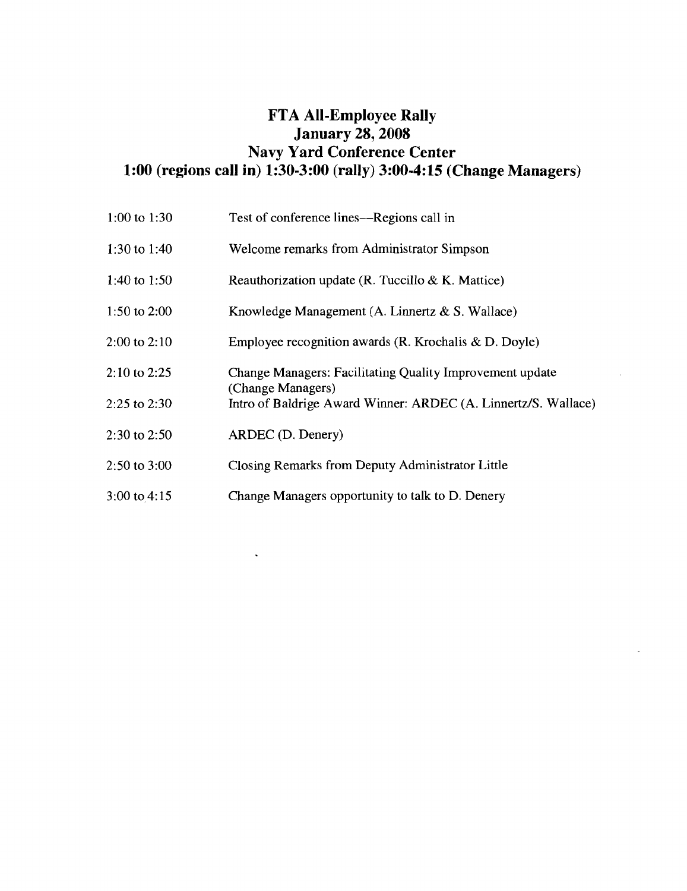# FTA All-Employee Rally
## January 28, 2008
## Navy Yard Conference Center
## 1:00 (regions call in) 1:30-3:00 (rally) 3:00-4:15 (Change Managers)

| | |
|---|---|
| 1:00 to 1:30 | Test of conference lines—Regions call in |
| 1:30 to 1:40 | Welcome remarks from Administrator Simpson |
| 1:40 to 1:50 | Reauthorization update (R. Tuccillo & K. Mattice) |
| 1:50 to 2:00 | Knowledge Management (A. Linnertz & S. Wallace) |
| 2:00 to 2:10 | Employee recognition awards (R. Krochalis & D. Doyle) |
| 2:10 to 2:25 | Change Managers: Facilitating Quality Improvement update (Change Managers) |
| 2:25 to 2:30 | Intro of Baldrige Award Winner: ARDEC (A. Linnertz/S. Wallace) |
| 2:30 to 2:50 | ARDEC (D. Denery) |
| 2:50 to 3:00 | Closing Remarks from Deputy Administrator Little |
| 3:00 to 4:15 | Change Managers opportunity to talk to D. Denery |